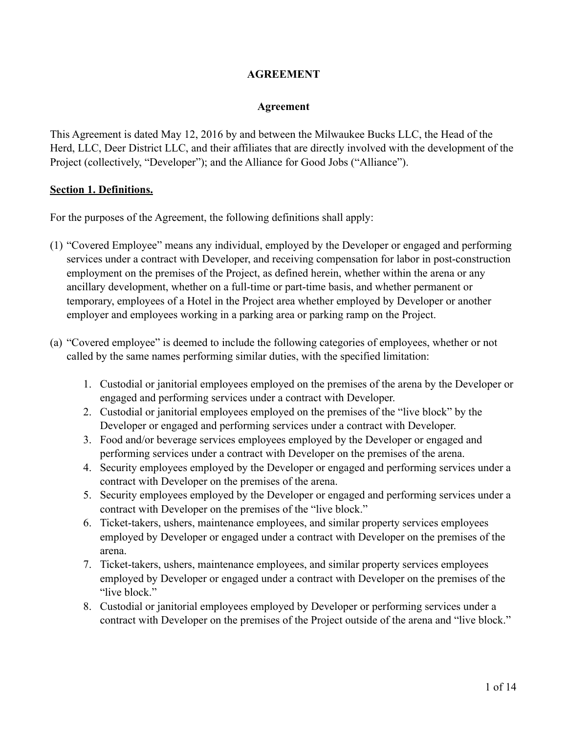# AGREEMENT

## Agreement

This Agreement is dated May 12, 2016 by and between the Milwaukee Bucks LLC, the Head of the Herd, LLC, Deer District LLC, and their affiliates that are directly involved with the development of the Project (collectively, "Developer"); and the Alliance for Good Jobs ("Alliance").

**<u>Section 1. Definitions.</u>**

For the purposes of the Agreement, the following definitions shall apply:

(1) "Covered Employee" means any individual, employed by the Developer or engaged and performing services under a contract with Developer, and receiving compensation for labor in post-construction employment on the premises of the Project, as defined herein, whether within the arena or any ancillary development, whether on a full-time or part-time basis, and whether permanent or temporary, employees of a Hotel in the Project area whether employed by Developer or another employer and employees working in a parking area or parking ramp on the Project.

(a) "Covered employee" is deemed to include the following categories of employees, whether or not called by the same names performing similar duties, with the specified limitation:

1. Custodial or janitorial employees employed on the premises of the arena by the Developer or engaged and performing services under a contract with Developer.
2. Custodial or janitorial employees employed on the premises of the "live block" by the Developer or engaged and performing services under a contract with Developer.
3. Food and/or beverage services employees employed by the Developer or engaged and performing services under a contract with Developer on the premises of the arena.
4. Security employees employed by the Developer or engaged and performing services under a contract with Developer on the premises of the arena.
5. Security employees employed by the Developer or engaged and performing services under a contract with Developer on the premises of the "live block."
6. Ticket-takers, ushers, maintenance employees, and similar property services employees employed by Developer or engaged under a contract with Developer on the premises of the arena.
7. Ticket-takers, ushers, maintenance employees, and similar property services employees employed by Developer or engaged under a contract with Developer on the premises of the "live block."
8. Custodial or janitorial employees employed by Developer or performing services under a contract with Developer on the premises of the Project outside of the arena and "live block."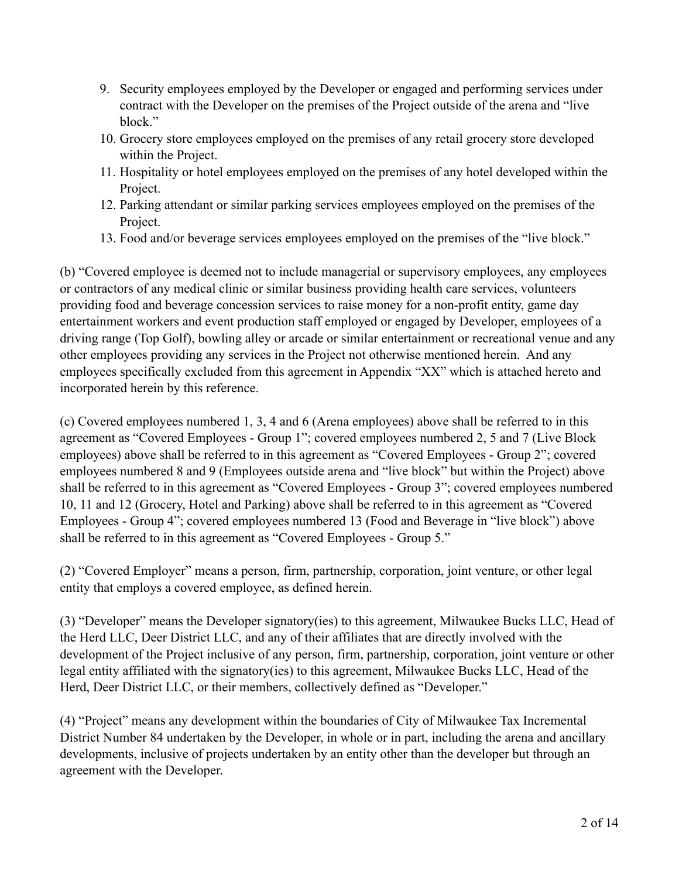9. Security employees employed by the Developer or engaged and performing services under contract with the Developer on the premises of the Project outside of the arena and "live block."
10. Grocery store employees employed on the premises of any retail grocery store developed within the Project.
11. Hospitality or hotel employees employed on the premises of any hotel developed within the Project.
12. Parking attendant or similar parking services employees employed on the premises of the Project.
13. Food and/or beverage services employees employed on the premises of the "live block."

(b) "Covered employee is deemed not to include managerial or supervisory employees, any employees or contractors of any medical clinic or similar business providing health care services, volunteers providing food and beverage concession services to raise money for a non-profit entity, game day entertainment workers and event production staff employed or engaged by Developer, employees of a driving range (Top Golf), bowling alley or arcade or similar entertainment or recreational venue and any other employees providing any services in the Project not otherwise mentioned herein. And any employees specifically excluded from this agreement in Appendix "XX" which is attached hereto and incorporated herein by this reference.

(c) Covered employees numbered 1, 3, 4 and 6 (Arena employees) above shall be referred to in this agreement as "Covered Employees - Group 1"; covered employees numbered 2, 5 and 7 (Live Block employees) above shall be referred to in this agreement as "Covered Employees - Group 2"; covered employees numbered 8 and 9 (Employees outside arena and "live block" but within the Project) above shall be referred to in this agreement as "Covered Employees - Group 3"; covered employees numbered 10, 11 and 12 (Grocery, Hotel and Parking) above shall be referred to in this agreement as "Covered Employees - Group 4"; covered employees numbered 13 (Food and Beverage in "live block") above shall be referred to in this agreement as "Covered Employees - Group 5."

(2) "Covered Employer" means a person, firm, partnership, corporation, joint venture, or other legal entity that employs a covered employee, as defined herein.

(3) "Developer" means the Developer signatory(ies) to this agreement, Milwaukee Bucks LLC, Head of the Herd LLC, Deer District LLC, and any of their affiliates that are directly involved with the development of the Project inclusive of any person, firm, partnership, corporation, joint venture or other legal entity affiliated with the signatory(ies) to this agreement, Milwaukee Bucks LLC, Head of the Herd, Deer District LLC, or their members, collectively defined as "Developer."

(4) "Project" means any development within the boundaries of City of Milwaukee Tax Incremental District Number 84 undertaken by the Developer, in whole or in part, including the arena and ancillary developments, inclusive of projects undertaken by an entity other than the developer but through an agreement with the Developer.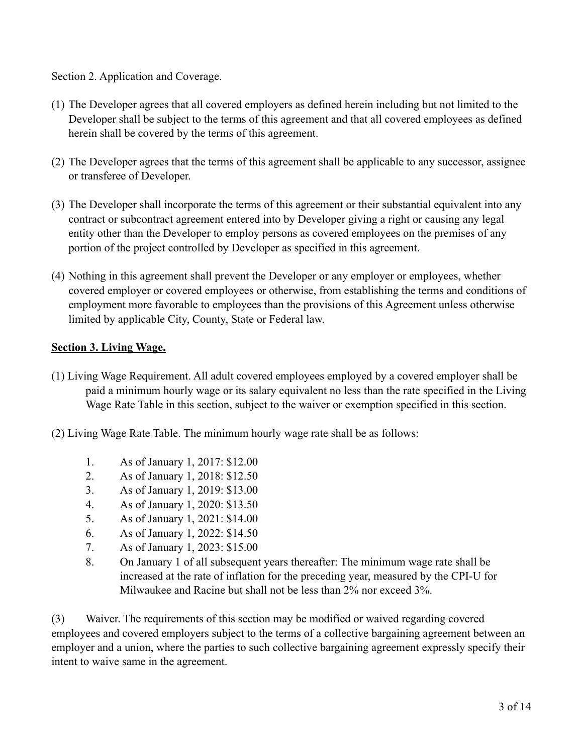Section 2. Application and Coverage.

(1) The Developer agrees that all covered employers as defined herein including but not limited to the Developer shall be subject to the terms of this agreement and that all covered employees as defined herein shall be covered by the terms of this agreement.

(2) The Developer agrees that the terms of this agreement shall be applicable to any successor, assignee or transferee of Developer.

(3) The Developer shall incorporate the terms of this agreement or their substantial equivalent into any contract or subcontract agreement entered into by Developer giving a right or causing any legal entity other than the Developer to employ persons as covered employees on the premises of any portion of the project controlled by Developer as specified in this agreement.

(4) Nothing in this agreement shall prevent the Developer or any employer or employees, whether covered employer or covered employees or otherwise, from establishing the terms and conditions of employment more favorable to employees than the provisions of this Agreement unless otherwise limited by applicable City, County, State or Federal law.

**<u>Section 3. Living Wage.</u>**

(1) Living Wage Requirement. All adult covered employees employed by a covered employer shall be paid a minimum hourly wage or its salary equivalent no less than the rate specified in the Living Wage Rate Table in this section, subject to the waiver or exemption specified in this section.

(2) Living Wage Rate Table. The minimum hourly wage rate shall be as follows:

1. As of January 1, 2017: $12.00
2. As of January 1, 2018: $12.50
3. As of January 1, 2019: $13.00
4. As of January 1, 2020: $13.50
5. As of January 1, 2021: $14.00
6. As of January 1, 2022: $14.50
7. As of January 1, 2023: $15.00
8. On January 1 of all subsequent years thereafter: The minimum wage rate shall be increased at the rate of inflation for the preceding year, measured by the CPI-U for Milwaukee and Racine but shall not be less than 2% nor exceed 3%.

(3) Waiver. The requirements of this section may be modified or waived regarding covered employees and covered employers subject to the terms of a collective bargaining agreement between an employer and a union, where the parties to such collective bargaining agreement expressly specify their intent to waive same in the agreement.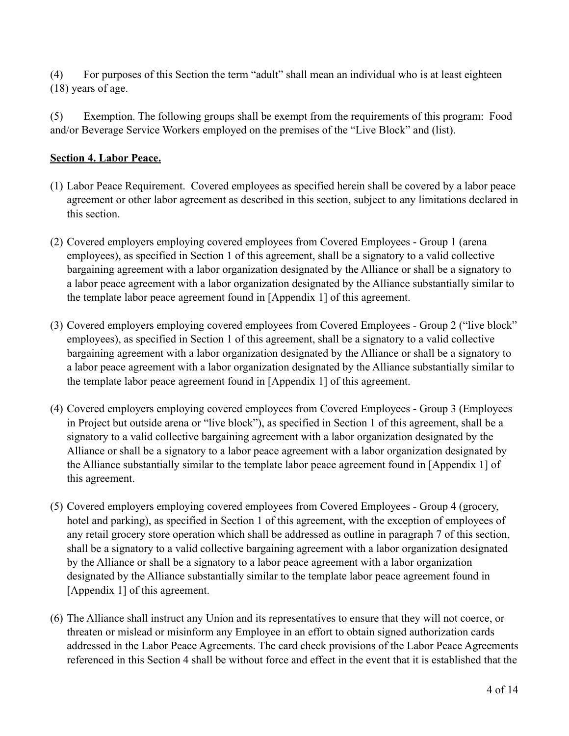(4) For purposes of this Section the term "adult" shall mean an individual who is at least eighteen (18) years of age.

(5) Exemption. The following groups shall be exempt from the requirements of this program: Food and/or Beverage Service Workers employed on the premises of the "Live Block" and (list).

**Section 4. Labor Peace.**

(1) Labor Peace Requirement. Covered employees as specified herein shall be covered by a labor peace agreement or other labor agreement as described in this section, subject to any limitations declared in this section.

(2) Covered employers employing covered employees from Covered Employees - Group 1 (arena employees), as specified in Section 1 of this agreement, shall be a signatory to a valid collective bargaining agreement with a labor organization designated by the Alliance or shall be a signatory to a labor peace agreement with a labor organization designated by the Alliance substantially similar to the template labor peace agreement found in [Appendix 1] of this agreement.

(3) Covered employers employing covered employees from Covered Employees - Group 2 ("live block" employees), as specified in Section 1 of this agreement, shall be a signatory to a valid collective bargaining agreement with a labor organization designated by the Alliance or shall be a signatory to a labor peace agreement with a labor organization designated by the Alliance substantially similar to the template labor peace agreement found in [Appendix 1] of this agreement.

(4) Covered employers employing covered employees from Covered Employees - Group 3 (Employees in Project but outside arena or "live block"), as specified in Section 1 of this agreement, shall be a signatory to a valid collective bargaining agreement with a labor organization designated by the Alliance or shall be a signatory to a labor peace agreement with a labor organization designated by the Alliance substantially similar to the template labor peace agreement found in [Appendix 1] of this agreement.

(5) Covered employers employing covered employees from Covered Employees - Group 4 (grocery, hotel and parking), as specified in Section 1 of this agreement, with the exception of employees of any retail grocery store operation which shall be addressed as outline in paragraph 7 of this section, shall be a signatory to a valid collective bargaining agreement with a labor organization designated by the Alliance or shall be a signatory to a labor peace agreement with a labor organization designated by the Alliance substantially similar to the template labor peace agreement found in [Appendix 1] of this agreement.

(6) The Alliance shall instruct any Union and its representatives to ensure that they will not coerce, or threaten or mislead or misinform any Employee in an effort to obtain signed authorization cards addressed in the Labor Peace Agreements. The card check provisions of the Labor Peace Agreements referenced in this Section 4 shall be without force and effect in the event that it is established that the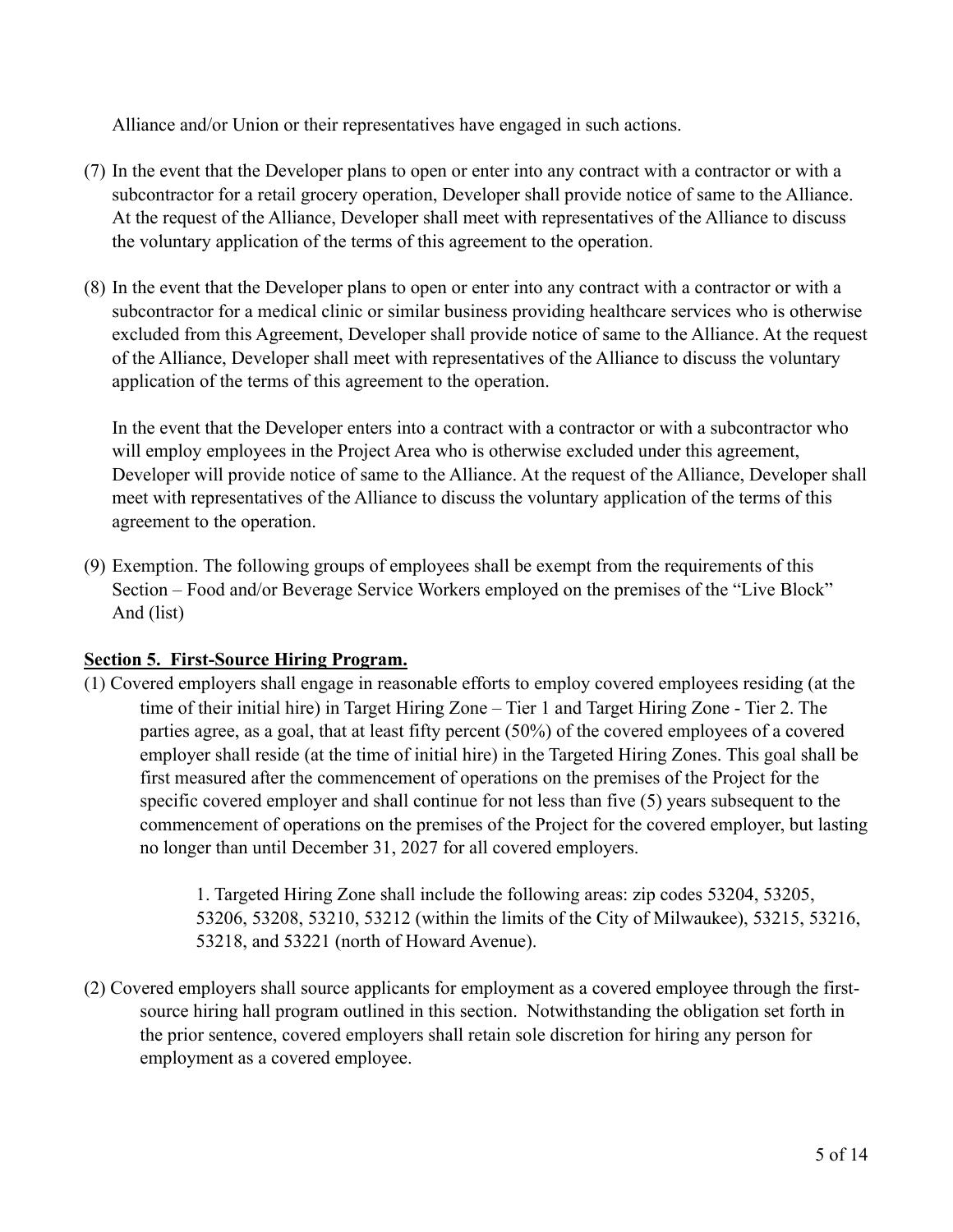Alliance and/or Union or their representatives have engaged in such actions.

(7) In the event that the Developer plans to open or enter into any contract with a contractor or with a subcontractor for a retail grocery operation, Developer shall provide notice of same to the Alliance. At the request of the Alliance, Developer shall meet with representatives of the Alliance to discuss the voluntary application of the terms of this agreement to the operation.

(8) In the event that the Developer plans to open or enter into any contract with a contractor or with a subcontractor for a medical clinic or similar business providing healthcare services who is otherwise excluded from this Agreement, Developer shall provide notice of same to the Alliance. At the request of the Alliance, Developer shall meet with representatives of the Alliance to discuss the voluntary application of the terms of this agreement to the operation.

In the event that the Developer enters into a contract with a contractor or with a subcontractor who will employ employees in the Project Area who is otherwise excluded under this agreement, Developer will provide notice of same to the Alliance. At the request of the Alliance, Developer shall meet with representatives of the Alliance to discuss the voluntary application of the terms of this agreement to the operation.

(9) Exemption. The following groups of employees shall be exempt from the requirements of this Section – Food and/or Beverage Service Workers employed on the premises of the "Live Block" And (list)

**Section 5. First-Source Hiring Program.**

(1) Covered employers shall engage in reasonable efforts to employ covered employees residing (at the time of their initial hire) in Target Hiring Zone – Tier 1 and Target Hiring Zone - Tier 2. The parties agree, as a goal, that at least fifty percent (50%) of the covered employees of a covered employer shall reside (at the time of initial hire) in the Targeted Hiring Zones. This goal shall be first measured after the commencement of operations on the premises of the Project for the specific covered employer and shall continue for not less than five (5) years subsequent to the commencement of operations on the premises of the Project for the covered employer, but lasting no longer than until December 31, 2027 for all covered employers.

   1. Targeted Hiring Zone shall include the following areas: zip codes 53204, 53205, 53206, 53208, 53210, 53212 (within the limits of the City of Milwaukee), 53215, 53216, 53218, and 53221 (north of Howard Avenue).

(2) Covered employers shall source applicants for employment as a covered employee through the first-source hiring hall program outlined in this section. Notwithstanding the obligation set forth in the prior sentence, covered employers shall retain sole discretion for hiring any person for employment as a covered employee.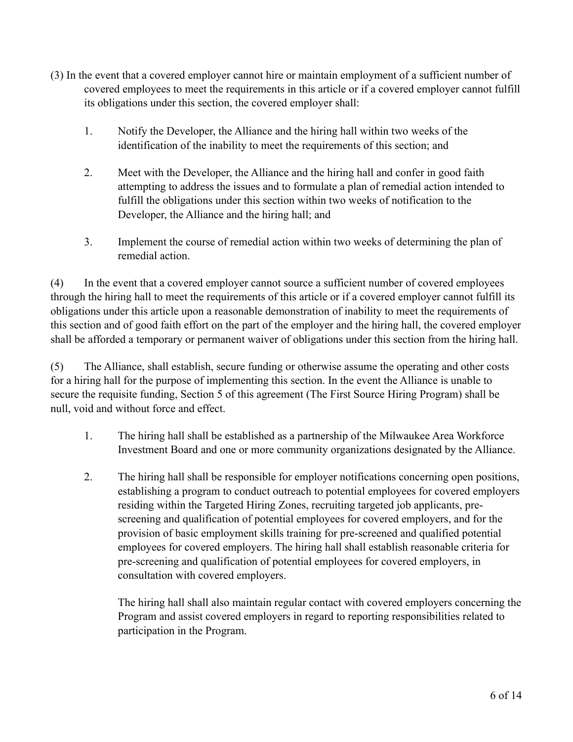(3) In the event that a covered employer cannot hire or maintain employment of a sufficient number of covered employees to meet the requirements in this article or if a covered employer cannot fulfill its obligations under this section, the covered employer shall:

1. Notify the Developer, the Alliance and the hiring hall within two weeks of the identification of the inability to meet the requirements of this section; and

2. Meet with the Developer, the Alliance and the hiring hall and confer in good faith attempting to address the issues and to formulate a plan of remedial action intended to fulfill the obligations under this section within two weeks of notification to the Developer, the Alliance and the hiring hall; and

3. Implement the course of remedial action within two weeks of determining the plan of remedial action.

(4) In the event that a covered employer cannot source a sufficient number of covered employees through the hiring hall to meet the requirements of this article or if a covered employer cannot fulfill its obligations under this article upon a reasonable demonstration of inability to meet the requirements of this section and of good faith effort on the part of the employer and the hiring hall, the covered employer shall be afforded a temporary or permanent waiver of obligations under this section from the hiring hall.

(5) The Alliance, shall establish, secure funding or otherwise assume the operating and other costs for a hiring hall for the purpose of implementing this section. In the event the Alliance is unable to secure the requisite funding, Section 5 of this agreement (The First Source Hiring Program) shall be null, void and without force and effect.

1. The hiring hall shall be established as a partnership of the Milwaukee Area Workforce Investment Board and one or more community organizations designated by the Alliance.

2. The hiring hall shall be responsible for employer notifications concerning open positions, establishing a program to conduct outreach to potential employees for covered employers residing within the Targeted Hiring Zones, recruiting targeted job applicants, pre-screening and qualification of potential employees for covered employers, and for the provision of basic employment skills training for pre-screened and qualified potential employees for covered employers. The hiring hall shall establish reasonable criteria for pre-screening and qualification of potential employees for covered employers, in consultation with covered employers.

   The hiring hall shall also maintain regular contact with covered employers concerning the Program and assist covered employers in regard to reporting responsibilities related to participation in the Program.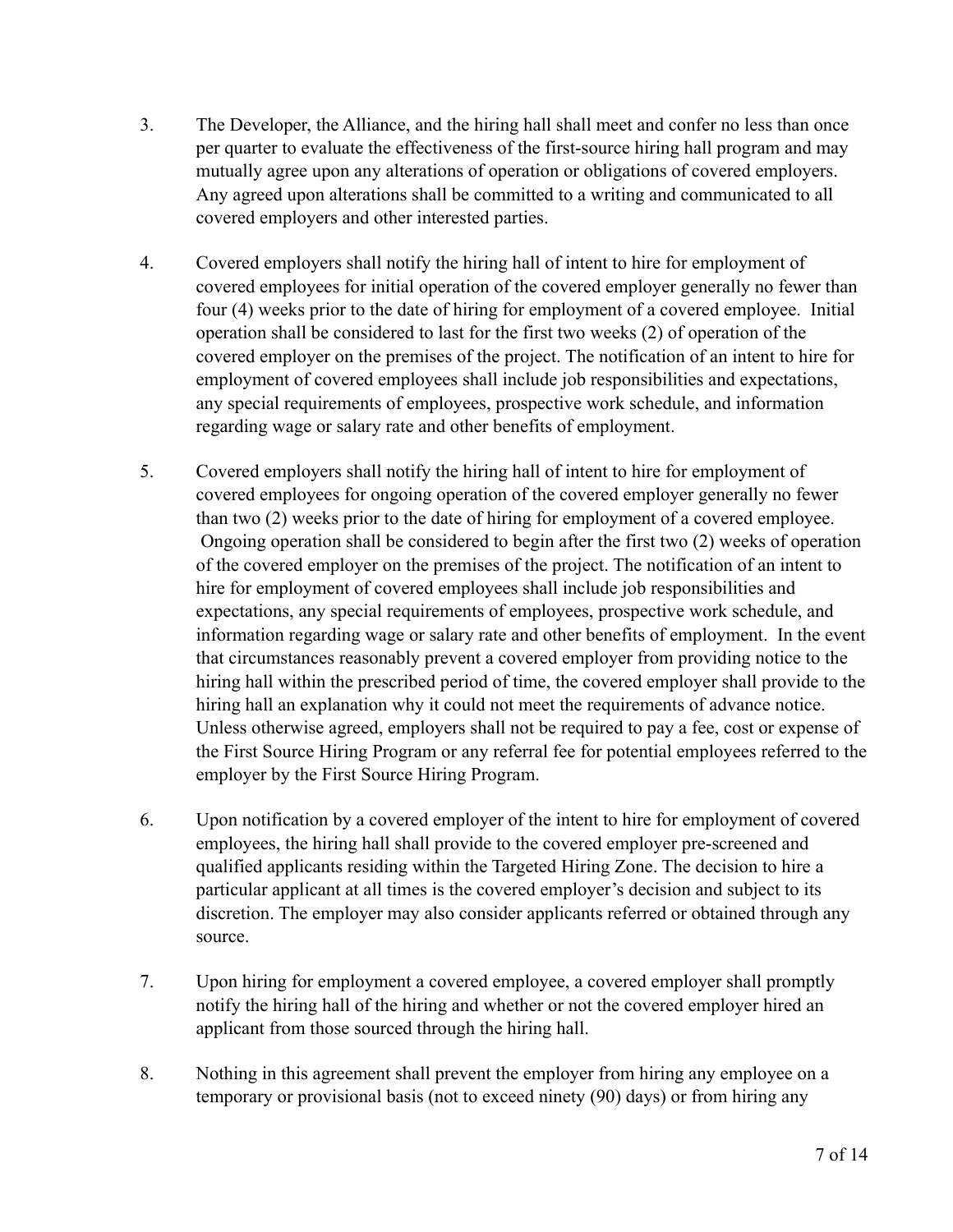3. The Developer, the Alliance, and the hiring hall shall meet and confer no less than once per quarter to evaluate the effectiveness of the first-source hiring hall program and may mutually agree upon any alterations of operation or obligations of covered employers. Any agreed upon alterations shall be committed to a writing and communicated to all covered employers and other interested parties.

4. Covered employers shall notify the hiring hall of intent to hire for employment of covered employees for initial operation of the covered employer generally no fewer than four (4) weeks prior to the date of hiring for employment of a covered employee. Initial operation shall be considered to last for the first two weeks (2) of operation of the covered employer on the premises of the project. The notification of an intent to hire for employment of covered employees shall include job responsibilities and expectations, any special requirements of employees, prospective work schedule, and information regarding wage or salary rate and other benefits of employment.

5. Covered employers shall notify the hiring hall of intent to hire for employment of covered employees for ongoing operation of the covered employer generally no fewer than two (2) weeks prior to the date of hiring for employment of a covered employee. Ongoing operation shall be considered to begin after the first two (2) weeks of operation of the covered employer on the premises of the project. The notification of an intent to hire for employment of covered employees shall include job responsibilities and expectations, any special requirements of employees, prospective work schedule, and information regarding wage or salary rate and other benefits of employment. In the event that circumstances reasonably prevent a covered employer from providing notice to the hiring hall within the prescribed period of time, the covered employer shall provide to the hiring hall an explanation why it could not meet the requirements of advance notice. Unless otherwise agreed, employers shall not be required to pay a fee, cost or expense of the First Source Hiring Program or any referral fee for potential employees referred to the employer by the First Source Hiring Program.

6. Upon notification by a covered employer of the intent to hire for employment of covered employees, the hiring hall shall provide to the covered employer pre-screened and qualified applicants residing within the Targeted Hiring Zone. The decision to hire a particular applicant at all times is the covered employer's decision and subject to its discretion. The employer may also consider applicants referred or obtained through any source.

7. Upon hiring for employment a covered employee, a covered employer shall promptly notify the hiring hall of the hiring and whether or not the covered employer hired an applicant from those sourced through the hiring hall.

8. Nothing in this agreement shall prevent the employer from hiring any employee on a temporary or provisional basis (not to exceed ninety (90) days) or from hiring any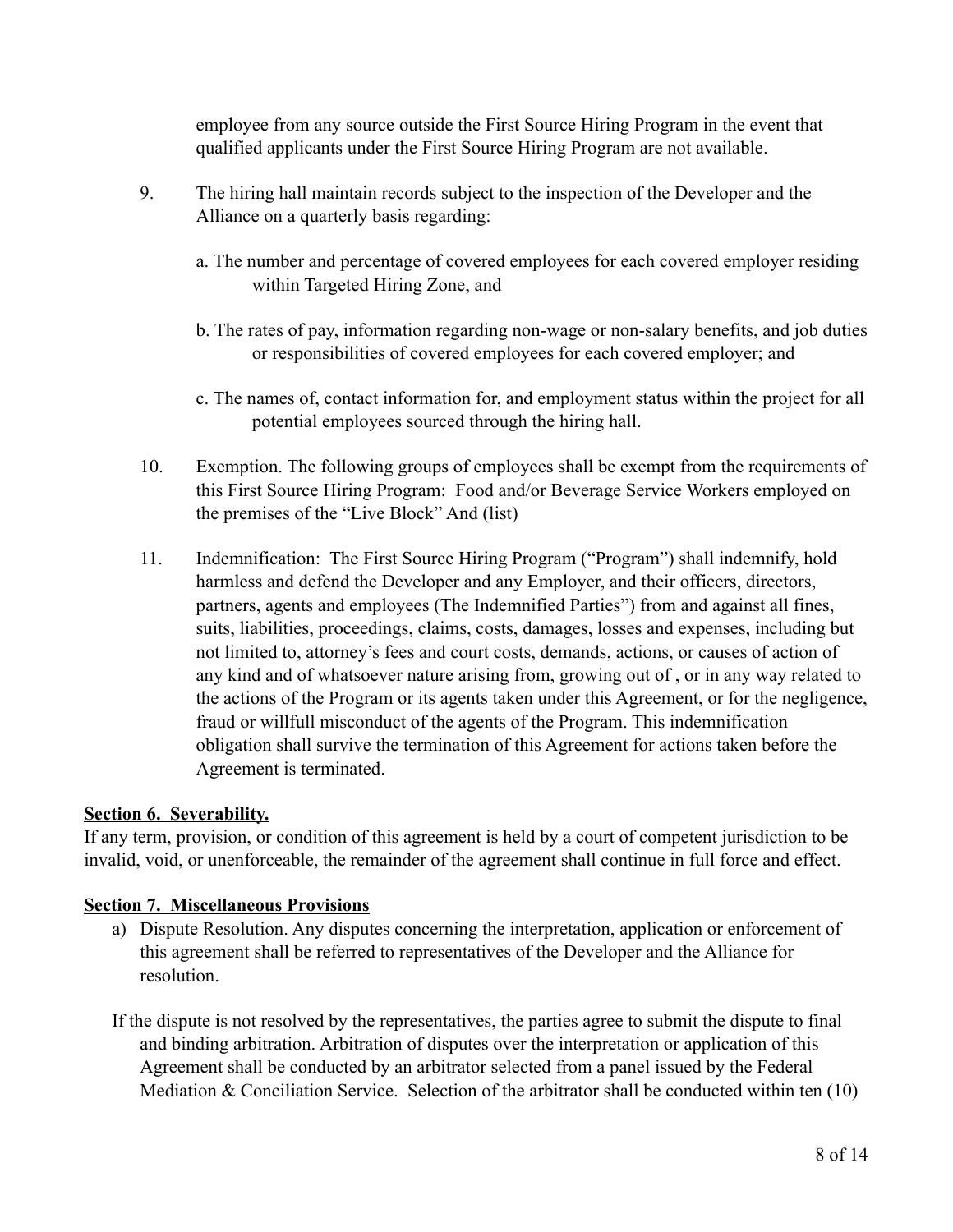employee from any source outside the First Source Hiring Program in the event that qualified applicants under the First Source Hiring Program are not available.

9. The hiring hall maintain records subject to the inspection of the Developer and the Alliance on a quarterly basis regarding:

   a. The number and percentage of covered employees for each covered employer residing within Targeted Hiring Zone, and

   b. The rates of pay, information regarding non-wage or non-salary benefits, and job duties or responsibilities of covered employees for each covered employer; and

   c. The names of, contact information for, and employment status within the project for all potential employees sourced through the hiring hall.

10. Exemption. The following groups of employees shall be exempt from the requirements of this First Source Hiring Program: Food and/or Beverage Service Workers employed on the premises of the "Live Block" And (list)

11. Indemnification: The First Source Hiring Program ("Program") shall indemnify, hold harmless and defend the Developer and any Employer, and their officers, directors, partners, agents and employees (The Indemnified Parties") from and against all fines, suits, liabilities, proceedings, claims, costs, damages, losses and expenses, including but not limited to, attorney's fees and court costs, demands, actions, or causes of action of any kind and of whatsoever nature arising from, growing out of , or in any way related to the actions of the Program or its agents taken under this Agreement, or for the negligence, fraud or willfull misconduct of the agents of the Program. This indemnification obligation shall survive the termination of this Agreement for actions taken before the Agreement is terminated.

**Section 6. Severability.**

If any term, provision, or condition of this agreement is held by a court of competent jurisdiction to be invalid, void, or unenforceable, the remainder of the agreement shall continue in full force and effect.

**Section 7. Miscellaneous Provisions**

a) Dispute Resolution. Any disputes concerning the interpretation, application or enforcement of this agreement shall be referred to representatives of the Developer and the Alliance for resolution.

If the dispute is not resolved by the representatives, the parties agree to submit the dispute to final and binding arbitration. Arbitration of disputes over the interpretation or application of this Agreement shall be conducted by an arbitrator selected from a panel issued by the Federal Mediation & Conciliation Service. Selection of the arbitrator shall be conducted within ten (10)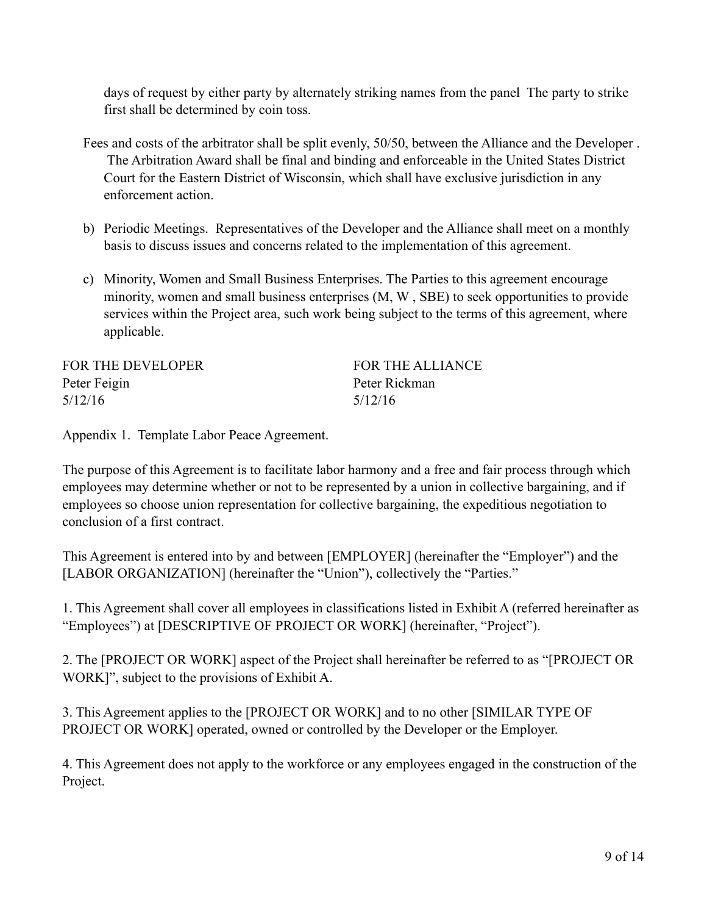days of request by either party by alternately striking names from the panel The party to strike first shall be determined by coin toss.

Fees and costs of the arbitrator shall be split evenly, 50/50, between the Alliance and the Developer . The Arbitration Award shall be final and binding and enforceable in the United States District Court for the Eastern District of Wisconsin, which shall have exclusive jurisdiction in any enforcement action.

b) Periodic Meetings. Representatives of the Developer and the Alliance shall meet on a monthly basis to discuss issues and concerns related to the implementation of this agreement.

c) Minority, Women and Small Business Enterprises. The Parties to this agreement encourage minority, women and small business enterprises (M, W , SBE) to seek opportunities to provide services within the Project area, such work being subject to the terms of this agreement, where applicable.

| FOR THE DEVELOPER | FOR THE ALLIANCE |
|---|---|
| Peter Feigin | Peter Rickman |
| 5/12/16 | 5/12/16 |

Appendix 1. Template Labor Peace Agreement.

The purpose of this Agreement is to facilitate labor harmony and a free and fair process through which employees may determine whether or not to be represented by a union in collective bargaining, and if employees so choose union representation for collective bargaining, the expeditious negotiation to conclusion of a first contract.

This Agreement is entered into by and between [EMPLOYER] (hereinafter the "Employer") and the [LABOR ORGANIZATION] (hereinafter the "Union"), collectively the "Parties."

1. This Agreement shall cover all employees in classifications listed in Exhibit A (referred hereinafter as "Employees") at [DESCRIPTIVE OF PROJECT OR WORK] (hereinafter, "Project").

2. The [PROJECT OR WORK] aspect of the Project shall hereinafter be referred to as "[PROJECT OR WORK]", subject to the provisions of Exhibit A.

3. This Agreement applies to the [PROJECT OR WORK] and to no other [SIMILAR TYPE OF PROJECT OR WORK] operated, owned or controlled by the Developer or the Employer.

4. This Agreement does not apply to the workforce or any employees engaged in the construction of the Project.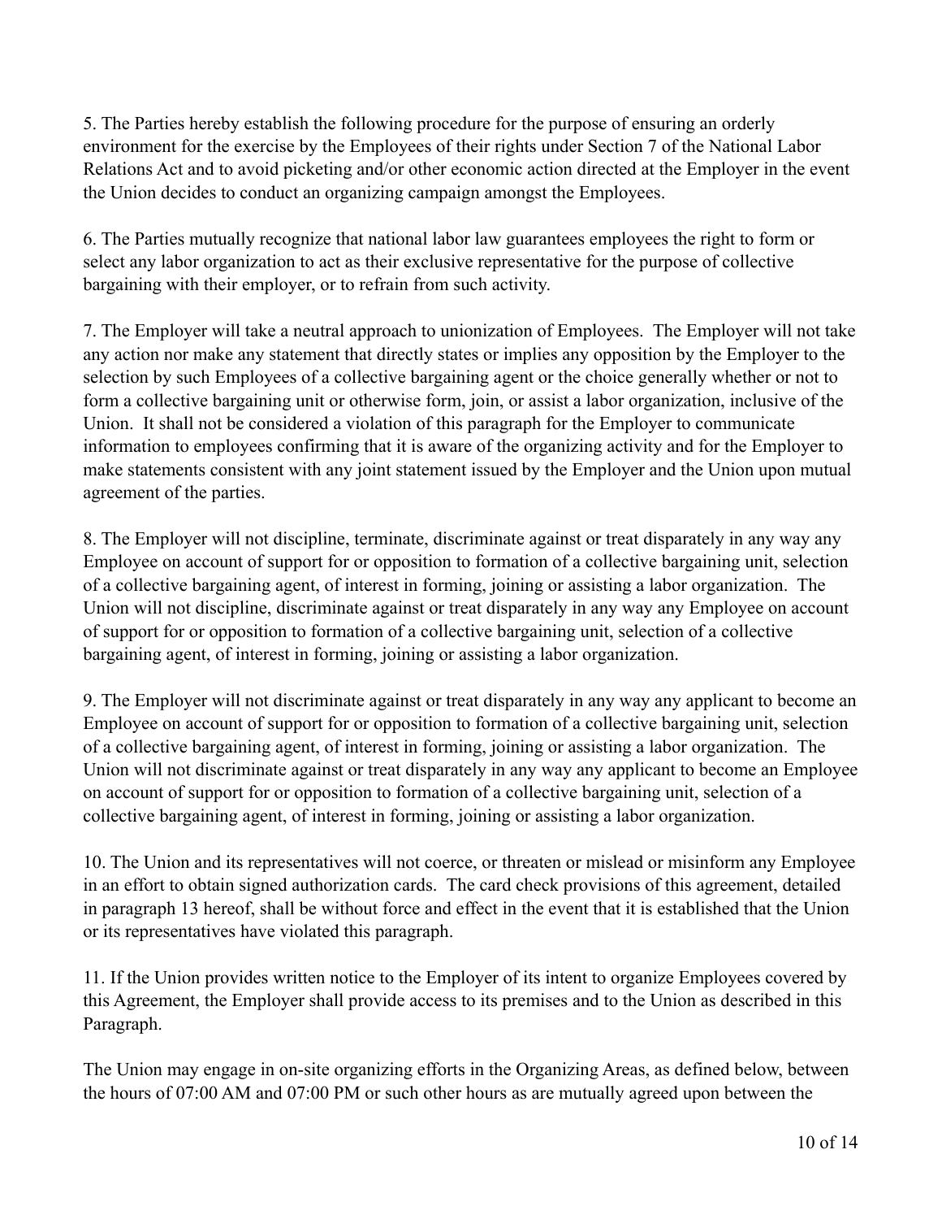5. The Parties hereby establish the following procedure for the purpose of ensuring an orderly environment for the exercise by the Employees of their rights under Section 7 of the National Labor Relations Act and to avoid picketing and/or other economic action directed at the Employer in the event the Union decides to conduct an organizing campaign amongst the Employees.

6. The Parties mutually recognize that national labor law guarantees employees the right to form or select any labor organization to act as their exclusive representative for the purpose of collective bargaining with their employer, or to refrain from such activity.

7. The Employer will take a neutral approach to unionization of Employees. The Employer will not take any action nor make any statement that directly states or implies any opposition by the Employer to the selection by such Employees of a collective bargaining agent or the choice generally whether or not to form a collective bargaining unit or otherwise form, join, or assist a labor organization, inclusive of the Union. It shall not be considered a violation of this paragraph for the Employer to communicate information to employees confirming that it is aware of the organizing activity and for the Employer to make statements consistent with any joint statement issued by the Employer and the Union upon mutual agreement of the parties.

8. The Employer will not discipline, terminate, discriminate against or treat disparately in any way any Employee on account of support for or opposition to formation of a collective bargaining unit, selection of a collective bargaining agent, of interest in forming, joining or assisting a labor organization. The Union will not discipline, discriminate against or treat disparately in any way any Employee on account of support for or opposition to formation of a collective bargaining unit, selection of a collective bargaining agent, of interest in forming, joining or assisting a labor organization.

9. The Employer will not discriminate against or treat disparately in any way any applicant to become an Employee on account of support for or opposition to formation of a collective bargaining unit, selection of a collective bargaining agent, of interest in forming, joining or assisting a labor organization. The Union will not discriminate against or treat disparately in any way any applicant to become an Employee on account of support for or opposition to formation of a collective bargaining unit, selection of a collective bargaining agent, of interest in forming, joining or assisting a labor organization.

10. The Union and its representatives will not coerce, or threaten or mislead or misinform any Employee in an effort to obtain signed authorization cards. The card check provisions of this agreement, detailed in paragraph 13 hereof, shall be without force and effect in the event that it is established that the Union or its representatives have violated this paragraph.

11. If the Union provides written notice to the Employer of its intent to organize Employees covered by this Agreement, the Employer shall provide access to its premises and to the Union as described in this Paragraph.

The Union may engage in on-site organizing efforts in the Organizing Areas, as defined below, between the hours of 07:00 AM and 07:00 PM or such other hours as are mutually agreed upon between the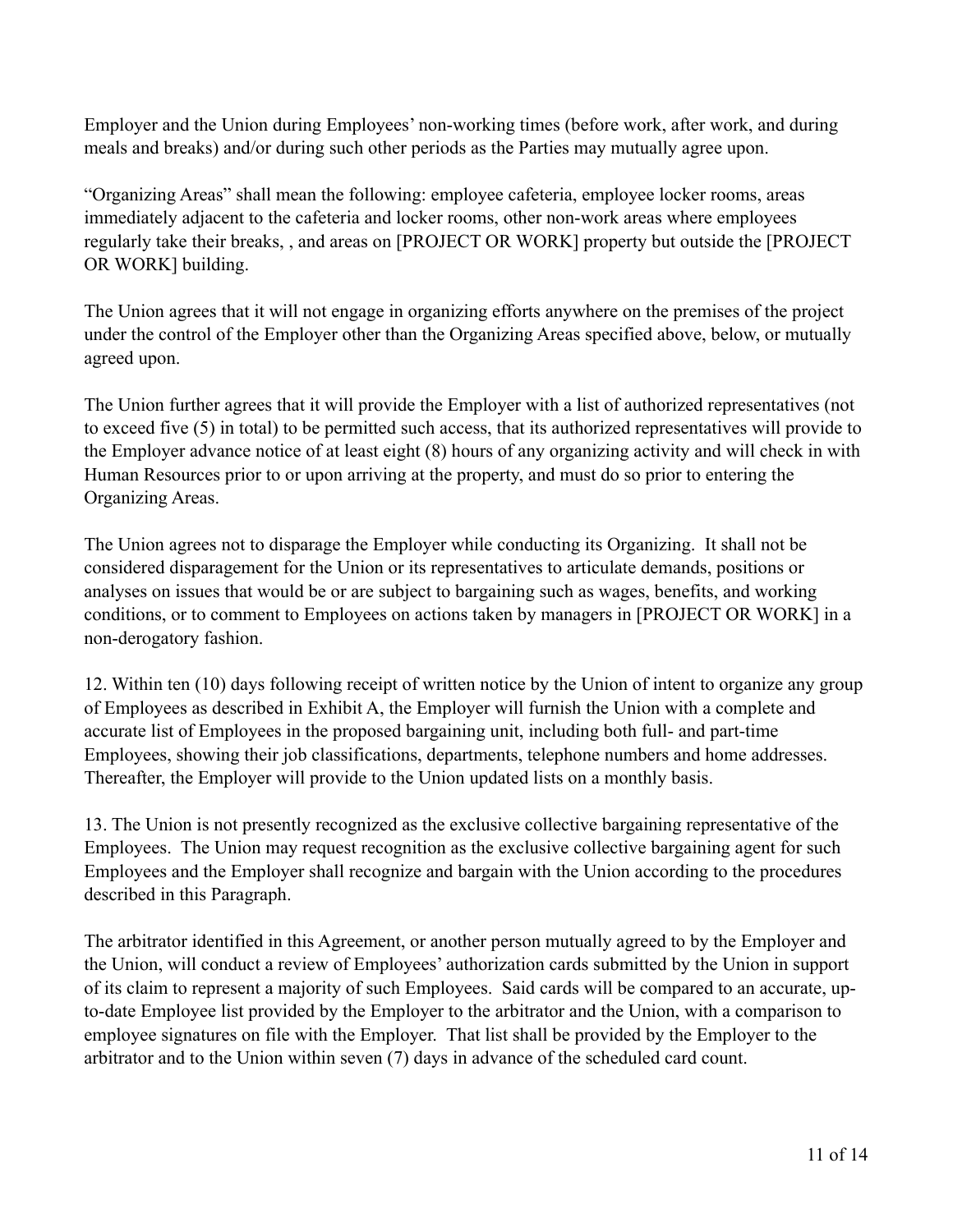Employer and the Union during Employees' non-working times (before work, after work, and during meals and breaks) and/or during such other periods as the Parties may mutually agree upon.

"Organizing Areas" shall mean the following: employee cafeteria, employee locker rooms, areas immediately adjacent to the cafeteria and locker rooms, other non-work areas where employees regularly take their breaks, , and areas on [PROJECT OR WORK] property but outside the [PROJECT OR WORK] building.

The Union agrees that it will not engage in organizing efforts anywhere on the premises of the project under the control of the Employer other than the Organizing Areas specified above, below, or mutually agreed upon.

The Union further agrees that it will provide the Employer with a list of authorized representatives (not to exceed five (5) in total) to be permitted such access, that its authorized representatives will provide to the Employer advance notice of at least eight (8) hours of any organizing activity and will check in with Human Resources prior to or upon arriving at the property, and must do so prior to entering the Organizing Areas.

The Union agrees not to disparage the Employer while conducting its Organizing. It shall not be considered disparagement for the Union or its representatives to articulate demands, positions or analyses on issues that would be or are subject to bargaining such as wages, benefits, and working conditions, or to comment to Employees on actions taken by managers in [PROJECT OR WORK] in a non-derogatory fashion.

12. Within ten (10) days following receipt of written notice by the Union of intent to organize any group of Employees as described in Exhibit A, the Employer will furnish the Union with a complete and accurate list of Employees in the proposed bargaining unit, including both full- and part-time Employees, showing their job classifications, departments, telephone numbers and home addresses. Thereafter, the Employer will provide to the Union updated lists on a monthly basis.

13. The Union is not presently recognized as the exclusive collective bargaining representative of the Employees. The Union may request recognition as the exclusive collective bargaining agent for such Employees and the Employer shall recognize and bargain with the Union according to the procedures described in this Paragraph.

The arbitrator identified in this Agreement, or another person mutually agreed to by the Employer and the Union, will conduct a review of Employees' authorization cards submitted by the Union in support of its claim to represent a majority of such Employees. Said cards will be compared to an accurate, up-to-date Employee list provided by the Employer to the arbitrator and the Union, with a comparison to employee signatures on file with the Employer. That list shall be provided by the Employer to the arbitrator and to the Union within seven (7) days in advance of the scheduled card count.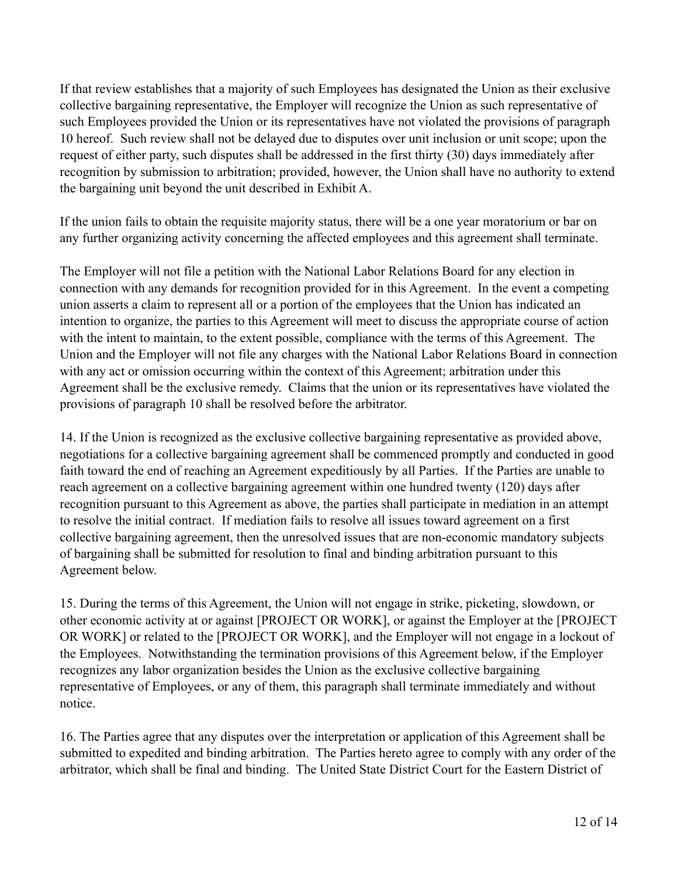If that review establishes that a majority of such Employees has designated the Union as their exclusive collective bargaining representative, the Employer will recognize the Union as such representative of such Employees provided the Union or its representatives have not violated the provisions of paragraph 10 hereof. Such review shall not be delayed due to disputes over unit inclusion or unit scope; upon the request of either party, such disputes shall be addressed in the first thirty (30) days immediately after recognition by submission to arbitration; provided, however, the Union shall have no authority to extend the bargaining unit beyond the unit described in Exhibit A.

If the union fails to obtain the requisite majority status, there will be a one year moratorium or bar on any further organizing activity concerning the affected employees and this agreement shall terminate.

The Employer will not file a petition with the National Labor Relations Board for any election in connection with any demands for recognition provided for in this Agreement. In the event a competing union asserts a claim to represent all or a portion of the employees that the Union has indicated an intention to organize, the parties to this Agreement will meet to discuss the appropriate course of action with the intent to maintain, to the extent possible, compliance with the terms of this Agreement. The Union and the Employer will not file any charges with the National Labor Relations Board in connection with any act or omission occurring within the context of this Agreement; arbitration under this Agreement shall be the exclusive remedy. Claims that the union or its representatives have violated the provisions of paragraph 10 shall be resolved before the arbitrator.

14. If the Union is recognized as the exclusive collective bargaining representative as provided above, negotiations for a collective bargaining agreement shall be commenced promptly and conducted in good faith toward the end of reaching an Agreement expeditiously by all Parties. If the Parties are unable to reach agreement on a collective bargaining agreement within one hundred twenty (120) days after recognition pursuant to this Agreement as above, the parties shall participate in mediation in an attempt to resolve the initial contract. If mediation fails to resolve all issues toward agreement on a first collective bargaining agreement, then the unresolved issues that are non-economic mandatory subjects of bargaining shall be submitted for resolution to final and binding arbitration pursuant to this Agreement below.

15. During the terms of this Agreement, the Union will not engage in strike, picketing, slowdown, or other economic activity at or against [PROJECT OR WORK], or against the Employer at the [PROJECT OR WORK] or related to the [PROJECT OR WORK], and the Employer will not engage in a lockout of the Employees. Notwithstanding the termination provisions of this Agreement below, if the Employer recognizes any labor organization besides the Union as the exclusive collective bargaining representative of Employees, or any of them, this paragraph shall terminate immediately and without notice.

16. The Parties agree that any disputes over the interpretation or application of this Agreement shall be submitted to expedited and binding arbitration. The Parties hereto agree to comply with any order of the arbitrator, which shall be final and binding. The United State District Court for the Eastern District of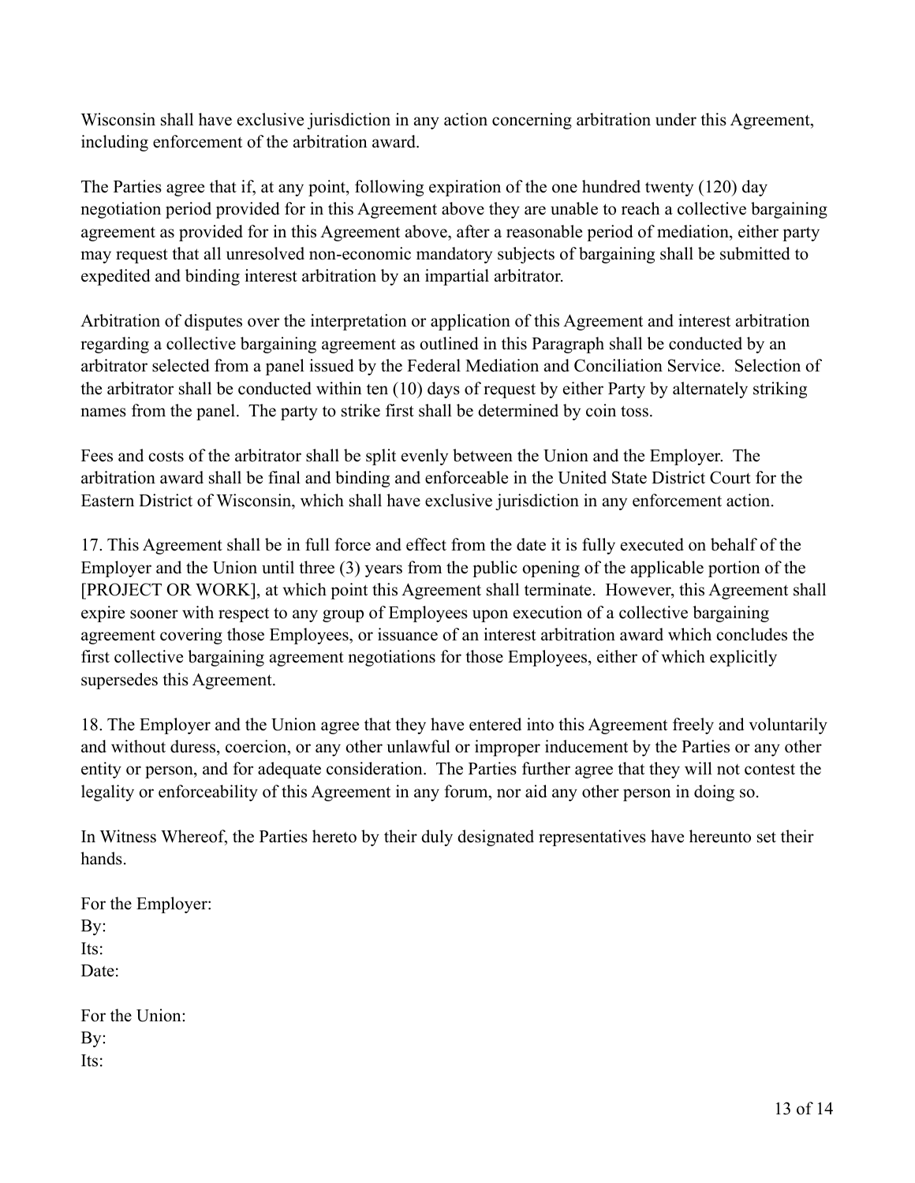Wisconsin shall have exclusive jurisdiction in any action concerning arbitration under this Agreement, including enforcement of the arbitration award.

The Parties agree that if, at any point, following expiration of the one hundred twenty (120) day negotiation period provided for in this Agreement above they are unable to reach a collective bargaining agreement as provided for in this Agreement above, after a reasonable period of mediation, either party may request that all unresolved non-economic mandatory subjects of bargaining shall be submitted to expedited and binding interest arbitration by an impartial arbitrator.

Arbitration of disputes over the interpretation or application of this Agreement and interest arbitration regarding a collective bargaining agreement as outlined in this Paragraph shall be conducted by an arbitrator selected from a panel issued by the Federal Mediation and Conciliation Service. Selection of the arbitrator shall be conducted within ten (10) days of request by either Party by alternately striking names from the panel. The party to strike first shall be determined by coin toss.

Fees and costs of the arbitrator shall be split evenly between the Union and the Employer. The arbitration award shall be final and binding and enforceable in the United State District Court for the Eastern District of Wisconsin, which shall have exclusive jurisdiction in any enforcement action.

17. This Agreement shall be in full force and effect from the date it is fully executed on behalf of the Employer and the Union until three (3) years from the public opening of the applicable portion of the [PROJECT OR WORK], at which point this Agreement shall terminate. However, this Agreement shall expire sooner with respect to any group of Employees upon execution of a collective bargaining agreement covering those Employees, or issuance of an interest arbitration award which concludes the first collective bargaining agreement negotiations for those Employees, either of which explicitly supersedes this Agreement.

18. The Employer and the Union agree that they have entered into this Agreement freely and voluntarily and without duress, coercion, or any other unlawful or improper inducement by the Parties or any other entity or person, and for adequate consideration. The Parties further agree that they will not contest the legality or enforceability of this Agreement in any forum, nor aid any other person in doing so.

In Witness Whereof, the Parties hereto by their duly designated representatives have hereunto set their hands.

For the Employer:
By:
Its:
Date:

For the Union:
By:
Its: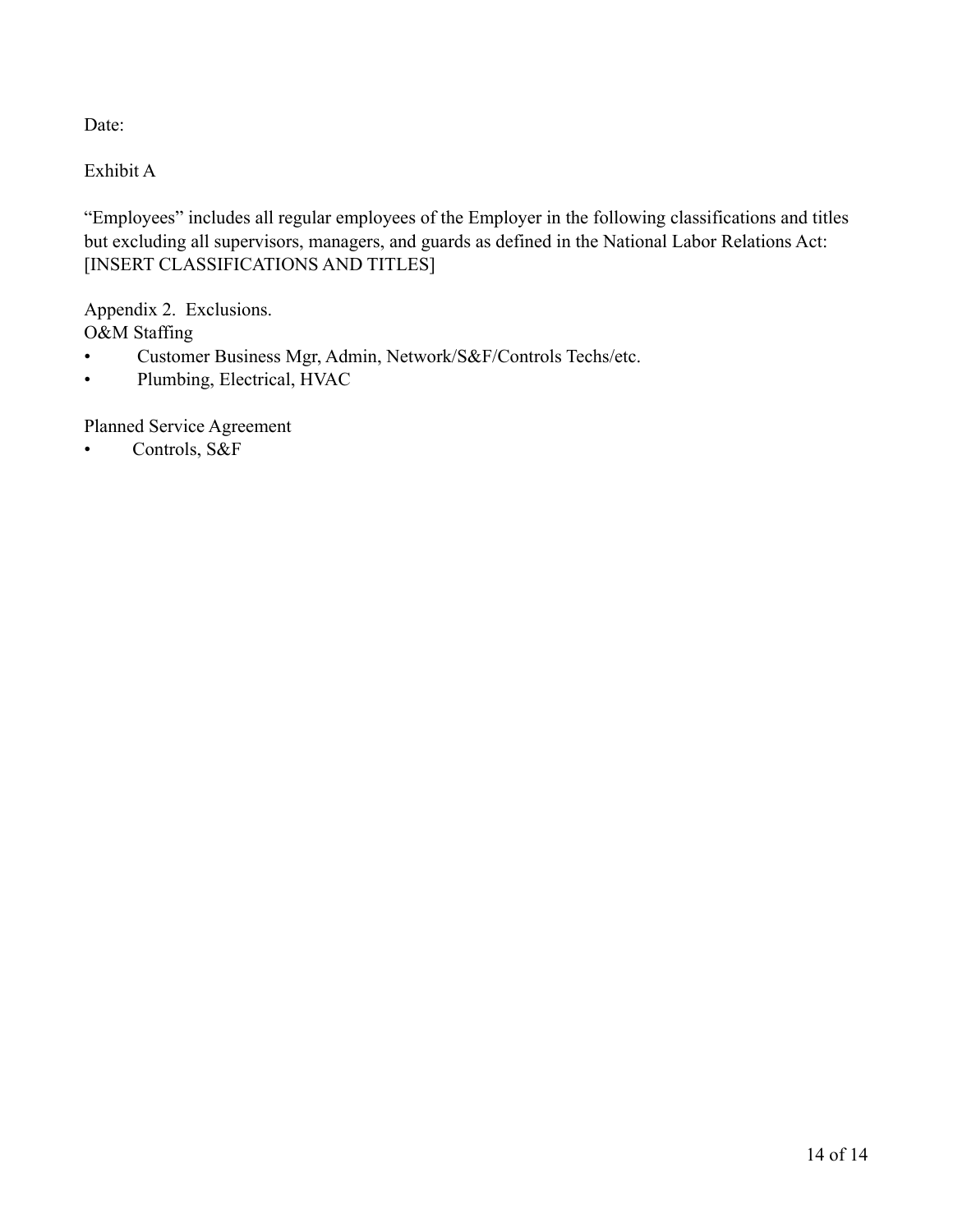Date:

Exhibit A

"Employees" includes all regular employees of the Employer in the following classifications and titles but excluding all supervisors, managers, and guards as defined in the National Labor Relations Act: [INSERT CLASSIFICATIONS AND TITLES]

Appendix 2. Exclusions.
O&M Staffing

- Customer Business Mgr, Admin, Network/S&F/Controls Techs/etc.
- Plumbing, Electrical, HVAC

Planned Service Agreement

- Controls, S&F